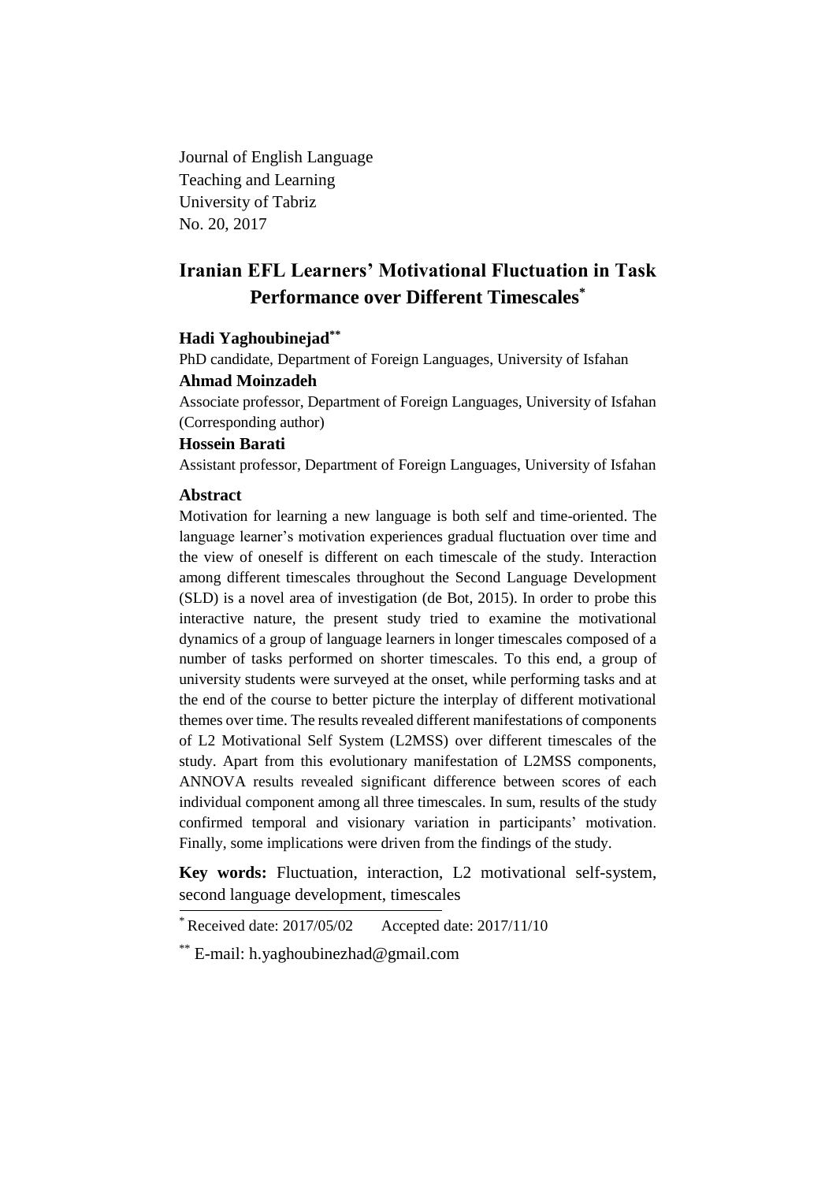Journal of English Language
Teaching and Learning
University of Tabriz
No. 20, 2017

# Iranian EFL Learners' Motivational Fluctuation in Task Performance over Different Timescales[*]

**Hadi Yaghoubinejad**[**]

PhD candidate, Department of Foreign Languages, University of Isfahan

**Ahmad Moinzadeh**

Associate professor, Department of Foreign Languages, University of Isfahan (Corresponding author)

**Hossein Barati**

Assistant professor, Department of Foreign Languages, University of Isfahan

## Abstract

Motivation for learning a new language is both self and time-oriented. The language learner's motivation experiences gradual fluctuation over time and the view of oneself is different on each timescale of the study. Interaction among different timescales throughout the Second Language Development (SLD) is a novel area of investigation (de Bot, 2015). In order to probe this interactive nature, the present study tried to examine the motivational dynamics of a group of language learners in longer timescales composed of a number of tasks performed on shorter timescales. To this end, a group of university students were surveyed at the onset, while performing tasks and at the end of the course to better picture the interplay of different motivational themes over time. The results revealed different manifestations of components of L2 Motivational Self System (L2MSS) over different timescales of the study. Apart from this evolutionary manifestation of L2MSS components, ANNOVA results revealed significant difference between scores of each individual component among all three timescales. In sum, results of the study confirmed temporal and visionary variation in participants' motivation. Finally, some implications were driven from the findings of the study.

**Key words:** Fluctuation, interaction, L2 motivational self-system, second language development, timescales

[*] Received date: 2017/05/02 Accepted date: 2017/11/10

[**] E-mail: h.yaghoubinezhad@gmail.com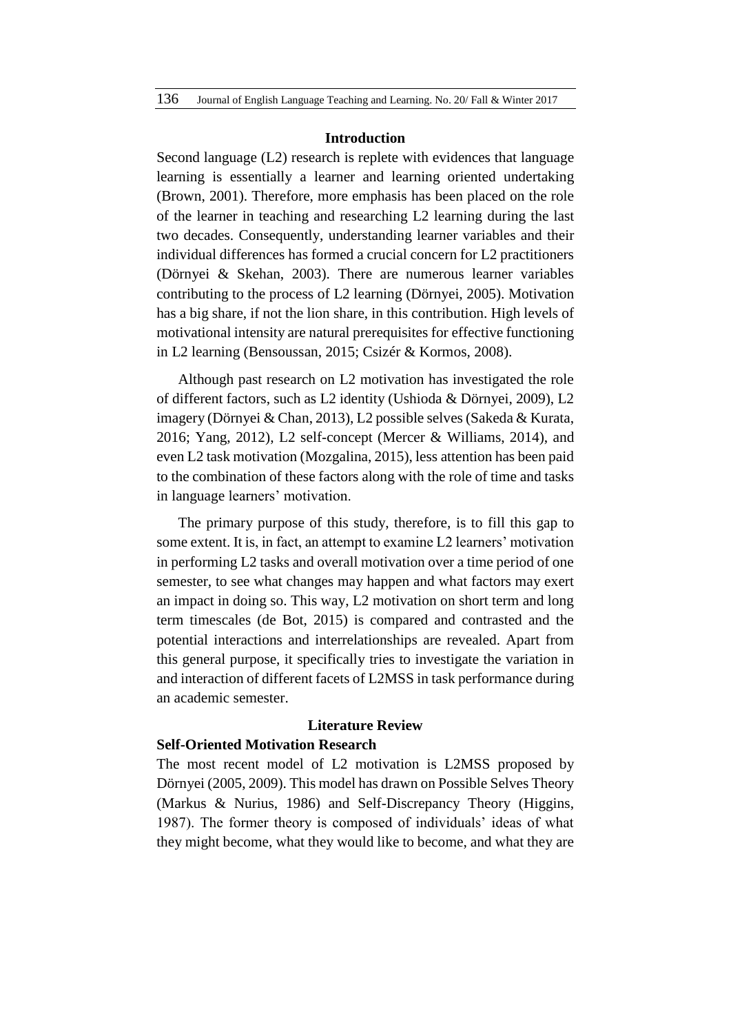## Introduction

Second language (L2) research is replete with evidences that language learning is essentially a learner and learning oriented undertaking (Brown, 2001). Therefore, more emphasis has been placed on the role of the learner in teaching and researching L2 learning during the last two decades. Consequently, understanding learner variables and their individual differences has formed a crucial concern for L2 practitioners (Dörnyei & Skehan, 2003). There are numerous learner variables contributing to the process of L2 learning (Dörnyei, 2005). Motivation has a big share, if not the lion share, in this contribution. High levels of motivational intensity are natural prerequisites for effective functioning in L2 learning (Bensoussan, 2015; Csizér & Kormos, 2008).

Although past research on L2 motivation has investigated the role of different factors, such as L2 identity (Ushioda & Dörnyei, 2009), L2 imagery (Dörnyei & Chan, 2013), L2 possible selves (Sakeda & Kurata, 2016; Yang, 2012), L2 self-concept (Mercer & Williams, 2014), and even L2 task motivation (Mozgalina, 2015), less attention has been paid to the combination of these factors along with the role of time and tasks in language learners' motivation.

The primary purpose of this study, therefore, is to fill this gap to some extent. It is, in fact, an attempt to examine L2 learners' motivation in performing L2 tasks and overall motivation over a time period of one semester, to see what changes may happen and what factors may exert an impact in doing so. This way, L2 motivation on short term and long term timescales (de Bot, 2015) is compared and contrasted and the potential interactions and interrelationships are revealed. Apart from this general purpose, it specifically tries to investigate the variation in and interaction of different facets of L2MSS in task performance during an academic semester.

## Literature Review

### Self-Oriented Motivation Research

The most recent model of L2 motivation is L2MSS proposed by Dörnyei (2005, 2009). This model has drawn on Possible Selves Theory (Markus & Nurius, 1986) and Self-Discrepancy Theory (Higgins, 1987). The former theory is composed of individuals' ideas of what they might become, what they would like to become, and what they are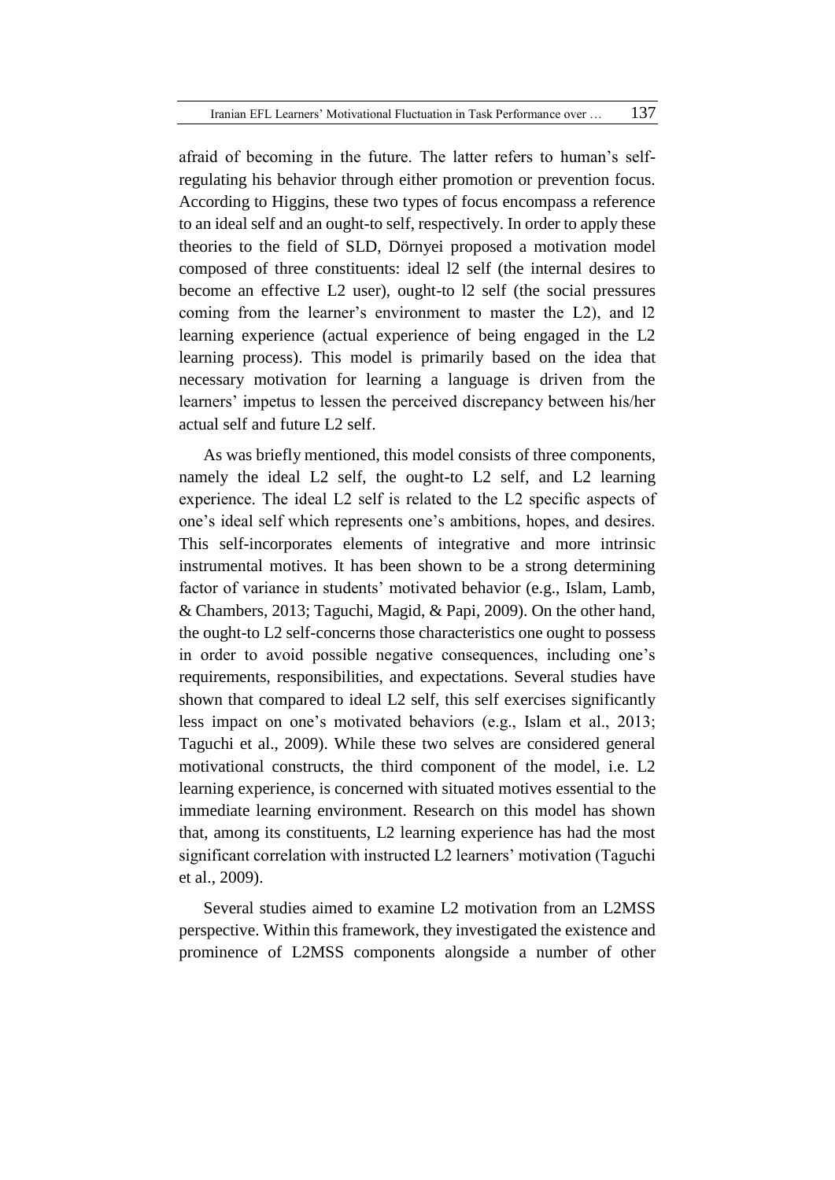afraid of becoming in the future. The latter refers to human's self-regulating his behavior through either promotion or prevention focus. According to Higgins, these two types of focus encompass a reference to an ideal self and an ought-to self, respectively. In order to apply these theories to the field of SLD, Dörnyei proposed a motivation model composed of three constituents: ideal l2 self (the internal desires to become an effective L2 user), ought-to l2 self (the social pressures coming from the learner's environment to master the L2), and l2 learning experience (actual experience of being engaged in the L2 learning process). This model is primarily based on the idea that necessary motivation for learning a language is driven from the learners' impetus to lessen the perceived discrepancy between his/her actual self and future L2 self.

As was briefly mentioned, this model consists of three components, namely the ideal L2 self, the ought-to L2 self, and L2 learning experience. The ideal L2 self is related to the L2 specific aspects of one's ideal self which represents one's ambitions, hopes, and desires. This self-incorporates elements of integrative and more intrinsic instrumental motives. It has been shown to be a strong determining factor of variance in students' motivated behavior (e.g., Islam, Lamb, & Chambers, 2013; Taguchi, Magid, & Papi, 2009). On the other hand, the ought-to L2 self-concerns those characteristics one ought to possess in order to avoid possible negative consequences, including one's requirements, responsibilities, and expectations. Several studies have shown that compared to ideal L2 self, this self exercises significantly less impact on one's motivated behaviors (e.g., Islam et al., 2013; Taguchi et al., 2009). While these two selves are considered general motivational constructs, the third component of the model, i.e. L2 learning experience, is concerned with situated motives essential to the immediate learning environment. Research on this model has shown that, among its constituents, L2 learning experience has had the most significant correlation with instructed L2 learners' motivation (Taguchi et al., 2009).

Several studies aimed to examine L2 motivation from an L2MSS perspective. Within this framework, they investigated the existence and prominence of L2MSS components alongside a number of other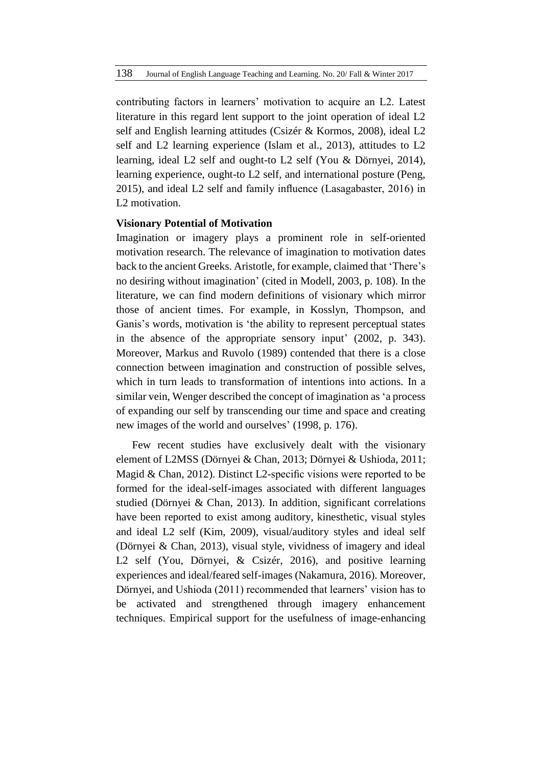contributing factors in learners' motivation to acquire an L2. Latest literature in this regard lent support to the joint operation of ideal L2 self and English learning attitudes (Csizér & Kormos, 2008), ideal L2 self and L2 learning experience (Islam et al., 2013), attitudes to L2 learning, ideal L2 self and ought-to L2 self (You & Dörnyei, 2014), learning experience, ought-to L2 self, and international posture (Peng, 2015), and ideal L2 self and family influence (Lasagabaster, 2016) in L2 motivation.

**Visionary Potential of Motivation**

Imagination or imagery plays a prominent role in self-oriented motivation research. The relevance of imagination to motivation dates back to the ancient Greeks. Aristotle, for example, claimed that 'There's no desiring without imagination' (cited in Modell, 2003, p. 108). In the literature, we can find modern definitions of visionary which mirror those of ancient times. For example, in Kosslyn, Thompson, and Ganis's words, motivation is 'the ability to represent perceptual states in the absence of the appropriate sensory input' (2002, p. 343). Moreover, Markus and Ruvolo (1989) contended that there is a close connection between imagination and construction of possible selves, which in turn leads to transformation of intentions into actions. In a similar vein, Wenger described the concept of imagination as 'a process of expanding our self by transcending our time and space and creating new images of the world and ourselves' (1998, p. 176).

Few recent studies have exclusively dealt with the visionary element of L2MSS (Dörnyei & Chan, 2013; Dörnyei & Ushioda, 2011; Magid & Chan, 2012). Distinct L2-specific visions were reported to be formed for the ideal-self-images associated with different languages studied (Dörnyei & Chan, 2013). In addition, significant correlations have been reported to exist among auditory, kinesthetic, visual styles and ideal L2 self (Kim, 2009), visual/auditory styles and ideal self (Dörnyei & Chan, 2013), visual style, vividness of imagery and ideal L2 self (You, Dörnyei, & Csizér, 2016), and positive learning experiences and ideal/feared self-images (Nakamura, 2016). Moreover, Dörnyei, and Ushioda (2011) recommended that learners' vision has to be activated and strengthened through imagery enhancement techniques. Empirical support for the usefulness of image-enhancing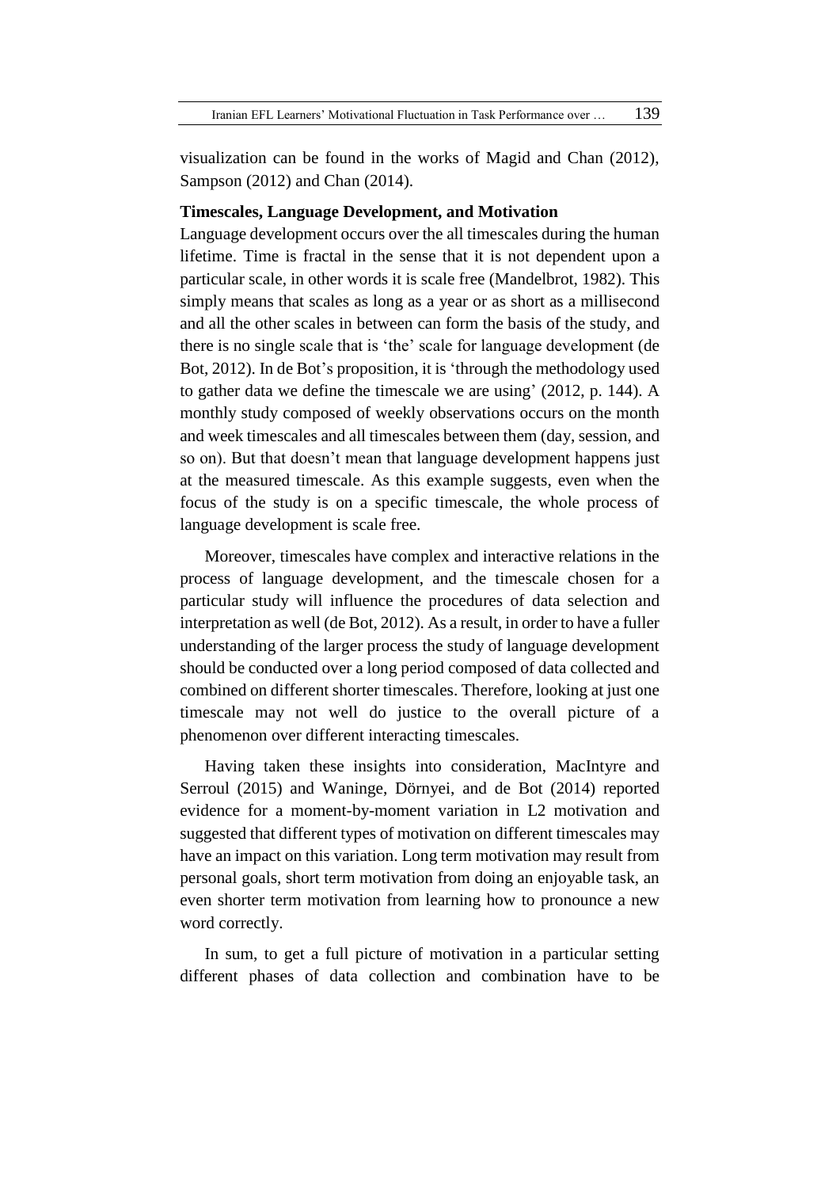visualization can be found in the works of Magid and Chan (2012), Sampson (2012) and Chan (2014).

**Timescales, Language Development, and Motivation**

Language development occurs over the all timescales during the human lifetime. Time is fractal in the sense that it is not dependent upon a particular scale, in other words it is scale free (Mandelbrot, 1982). This simply means that scales as long as a year or as short as a millisecond and all the other scales in between can form the basis of the study, and there is no single scale that is 'the' scale for language development (de Bot, 2012). In de Bot's proposition, it is 'through the methodology used to gather data we define the timescale we are using' (2012, p. 144). A monthly study composed of weekly observations occurs on the month and week timescales and all timescales between them (day, session, and so on). But that doesn't mean that language development happens just at the measured timescale. As this example suggests, even when the focus of the study is on a specific timescale, the whole process of language development is scale free.

Moreover, timescales have complex and interactive relations in the process of language development, and the timescale chosen for a particular study will influence the procedures of data selection and interpretation as well (de Bot, 2012). As a result, in order to have a fuller understanding of the larger process the study of language development should be conducted over a long period composed of data collected and combined on different shorter timescales. Therefore, looking at just one timescale may not well do justice to the overall picture of a phenomenon over different interacting timescales.

Having taken these insights into consideration, MacIntyre and Serroul (2015) and Waninge, Dörnyei, and de Bot (2014) reported evidence for a moment-by-moment variation in L2 motivation and suggested that different types of motivation on different timescales may have an impact on this variation. Long term motivation may result from personal goals, short term motivation from doing an enjoyable task, an even shorter term motivation from learning how to pronounce a new word correctly.

In sum, to get a full picture of motivation in a particular setting different phases of data collection and combination have to be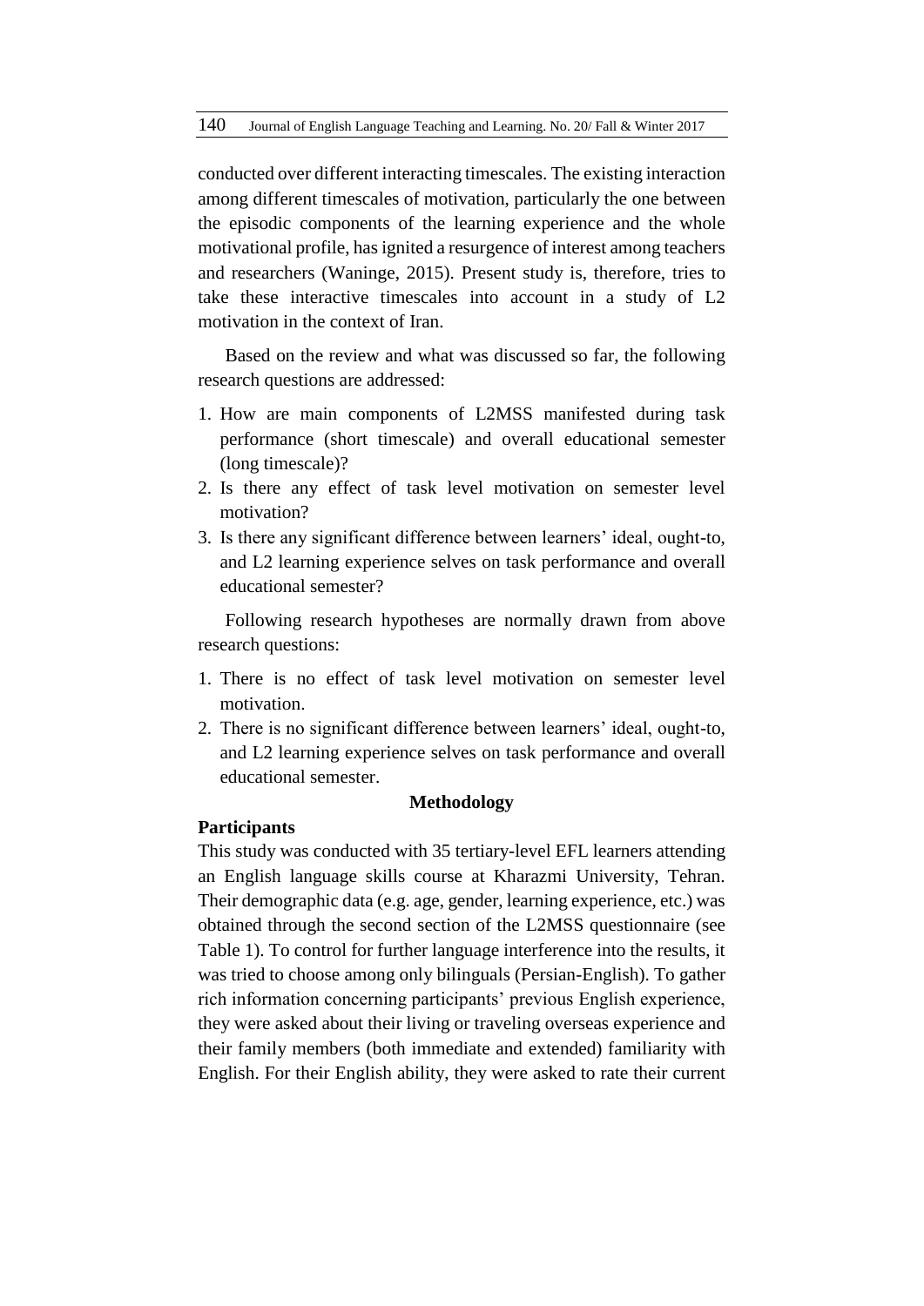conducted over different interacting timescales. The existing interaction among different timescales of motivation, particularly the one between the episodic components of the learning experience and the whole motivational profile, has ignited a resurgence of interest among teachers and researchers (Waninge, 2015). Present study is, therefore, tries to take these interactive timescales into account in a study of L2 motivation in the context of Iran.

Based on the review and what was discussed so far, the following research questions are addressed:

1. How are main components of L2MSS manifested during task performance (short timescale) and overall educational semester (long timescale)?
2. Is there any effect of task level motivation on semester level motivation?
3. Is there any significant difference between learners' ideal, ought-to, and L2 learning experience selves on task performance and overall educational semester?

Following research hypotheses are normally drawn from above research questions:

1. There is no effect of task level motivation on semester level motivation.
2. There is no significant difference between learners' ideal, ought-to, and L2 learning experience selves on task performance and overall educational semester.

## Methodology

### Participants

This study was conducted with 35 tertiary-level EFL learners attending an English language skills course at Kharazmi University, Tehran. Their demographic data (e.g. age, gender, learning experience, etc.) was obtained through the second section of the L2MSS questionnaire (see Table 1). To control for further language interference into the results, it was tried to choose among only bilinguals (Persian-English). To gather rich information concerning participants' previous English experience, they were asked about their living or traveling overseas experience and their family members (both immediate and extended) familiarity with English. For their English ability, they were asked to rate their current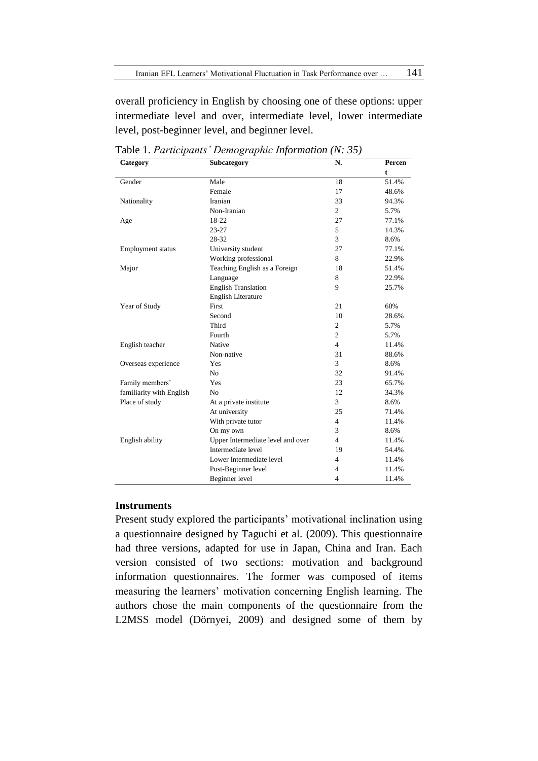overall proficiency in English by choosing one of these options: upper intermediate level and over, intermediate level, lower intermediate level, post-beginner level, and beginner level.

Table 1. *Participants' Demographic Information (N: 35)*

| Category | Subcategory | N. | Percent |
|---|---|---|---|
| Gender | Male | 18 | 51.4% |
| | Female | 17 | 48.6% |
| Nationality | Iranian | 33 | 94.3% |
| | Non-Iranian | 2 | 5.7% |
| Age | 18-22 | 27 | 77.1% |
| | 23-27 | 5 | 14.3% |
| | 28-32 | 3 | 8.6% |
| Employment status | University student | 27 | 77.1% |
| | Working professional | 8 | 22.9% |
| Major | Teaching English as a Foreign | 18 | 51.4% |
| | Language | 8 | 22.9% |
| | English Translation | 9 | 25.7% |
| | English Literature | | |
| Year of Study | First | 21 | 60% |
| | Second | 10 | 28.6% |
| | Third | 2 | 5.7% |
| | Fourth | 2 | 5.7% |
| English teacher | Native | 4 | 11.4% |
| | Non-native | 31 | 88.6% |
| Overseas experience | Yes | 3 | 8.6% |
| | No | 32 | 91.4% |
| Family members' familiarity with English | Yes | 23 | 65.7% |
| | No | 12 | 34.3% |
| Place of study | At a private institute | 3 | 8.6% |
| | At university | 25 | 71.4% |
| | With private tutor | 4 | 11.4% |
| | On my own | 3 | 8.6% |
| English ability | Upper Intermediate level and over | 4 | 11.4% |
| | Intermediate level | 19 | 54.4% |
| | Lower Intermediate level | 4 | 11.4% |
| | Post-Beginner level | 4 | 11.4% |
| | Beginner level | 4 | 11.4% |

### Instruments

Present study explored the participants' motivational inclination using a questionnaire designed by Taguchi et al. (2009). This questionnaire had three versions, adapted for use in Japan, China and Iran. Each version consisted of two sections: motivation and background information questionnaires. The former was composed of items measuring the learners' motivation concerning English learning. The authors chose the main components of the questionnaire from the L2MSS model (Dörnyei, 2009) and designed some of them by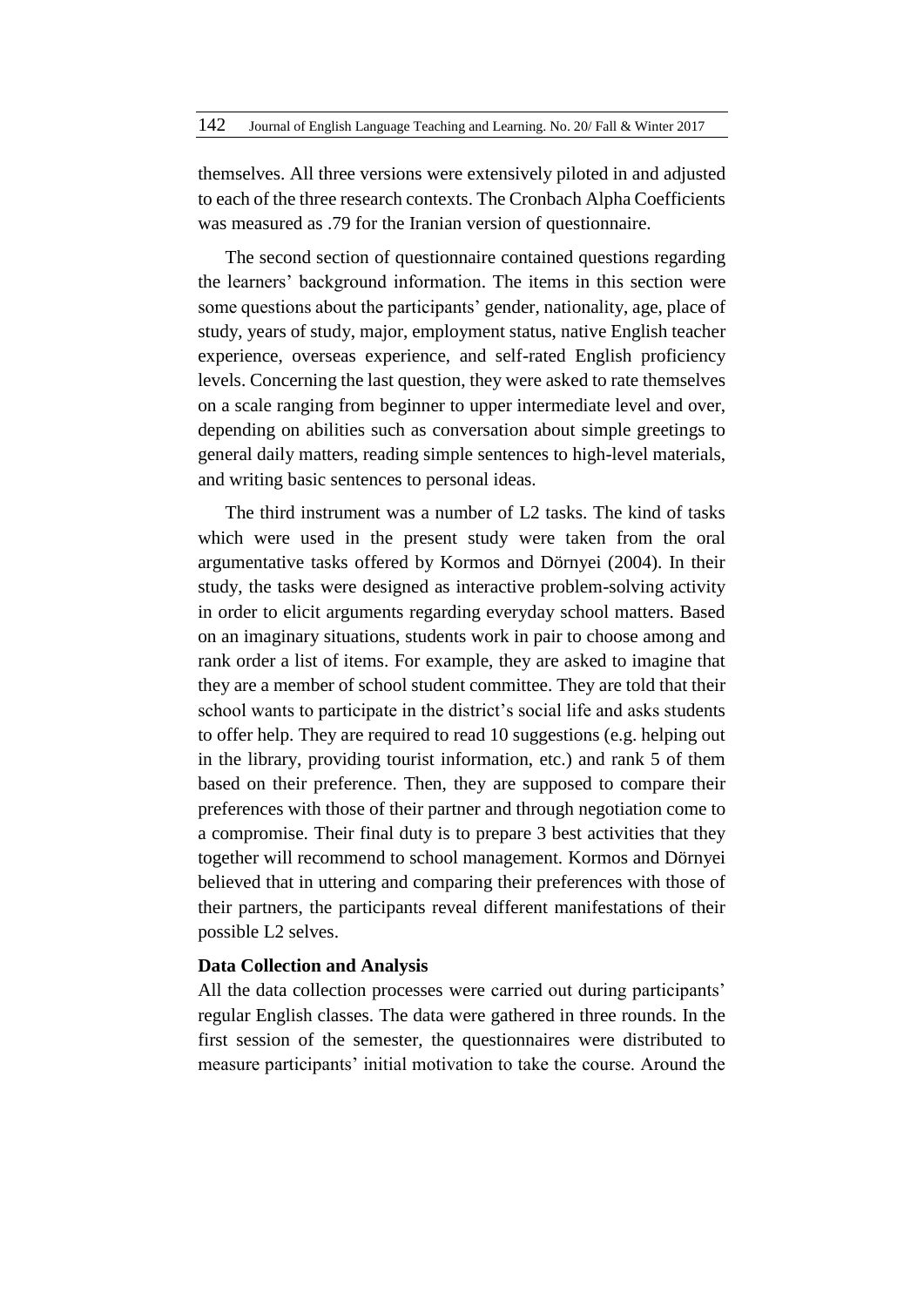themselves. All three versions were extensively piloted in and adjusted to each of the three research contexts. The Cronbach Alpha Coefficients was measured as .79 for the Iranian version of questionnaire.

The second section of questionnaire contained questions regarding the learners' background information. The items in this section were some questions about the participants' gender, nationality, age, place of study, years of study, major, employment status, native English teacher experience, overseas experience, and self-rated English proficiency levels. Concerning the last question, they were asked to rate themselves on a scale ranging from beginner to upper intermediate level and over, depending on abilities such as conversation about simple greetings to general daily matters, reading simple sentences to high-level materials, and writing basic sentences to personal ideas.

The third instrument was a number of L2 tasks. The kind of tasks which were used in the present study were taken from the oral argumentative tasks offered by Kormos and Dörnyei (2004). In their study, the tasks were designed as interactive problem-solving activity in order to elicit arguments regarding everyday school matters. Based on an imaginary situations, students work in pair to choose among and rank order a list of items. For example, they are asked to imagine that they are a member of school student committee. They are told that their school wants to participate in the district's social life and asks students to offer help. They are required to read 10 suggestions (e.g. helping out in the library, providing tourist information, etc.) and rank 5 of them based on their preference. Then, they are supposed to compare their preferences with those of their partner and through negotiation come to a compromise. Their final duty is to prepare 3 best activities that they together will recommend to school management. Kormos and Dörnyei believed that in uttering and comparing their preferences with those of their partners, the participants reveal different manifestations of their possible L2 selves.

**Data Collection and Analysis**

All the data collection processes were carried out during participants' regular English classes. The data were gathered in three rounds. In the first session of the semester, the questionnaires were distributed to measure participants' initial motivation to take the course. Around the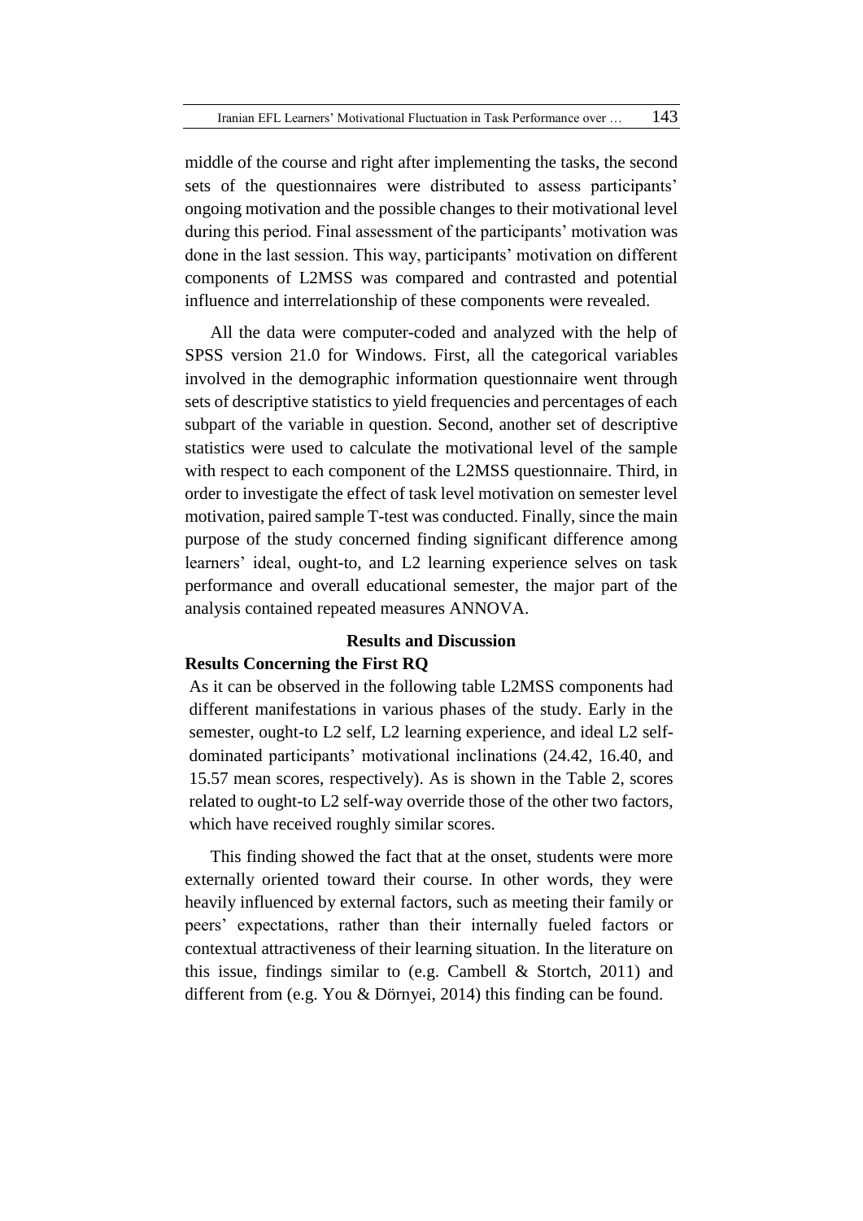middle of the course and right after implementing the tasks, the second sets of the questionnaires were distributed to assess participants' ongoing motivation and the possible changes to their motivational level during this period. Final assessment of the participants' motivation was done in the last session. This way, participants' motivation on different components of L2MSS was compared and contrasted and potential influence and interrelationship of these components were revealed.

All the data were computer-coded and analyzed with the help of SPSS version 21.0 for Windows. First, all the categorical variables involved in the demographic information questionnaire went through sets of descriptive statistics to yield frequencies and percentages of each subpart of the variable in question. Second, another set of descriptive statistics were used to calculate the motivational level of the sample with respect to each component of the L2MSS questionnaire. Third, in order to investigate the effect of task level motivation on semester level motivation, paired sample T-test was conducted. Finally, since the main purpose of the study concerned finding significant difference among learners' ideal, ought-to, and L2 learning experience selves on task performance and overall educational semester, the major part of the analysis contained repeated measures ANNOVA.

## Results and Discussion

### Results Concerning the First RQ

As it can be observed in the following table L2MSS components had different manifestations in various phases of the study. Early in the semester, ought-to L2 self, L2 learning experience, and ideal L2 self-dominated participants' motivational inclinations (24.42, 16.40, and 15.57 mean scores, respectively). As is shown in the Table 2, scores related to ought-to L2 self-way override those of the other two factors, which have received roughly similar scores.

This finding showed the fact that at the onset, students were more externally oriented toward their course. In other words, they were heavily influenced by external factors, such as meeting their family or peers' expectations, rather than their internally fueled factors or contextual attractiveness of their learning situation. In the literature on this issue, findings similar to (e.g. Cambell & Stortch, 2011) and different from (e.g. You & Dörnyei, 2014) this finding can be found.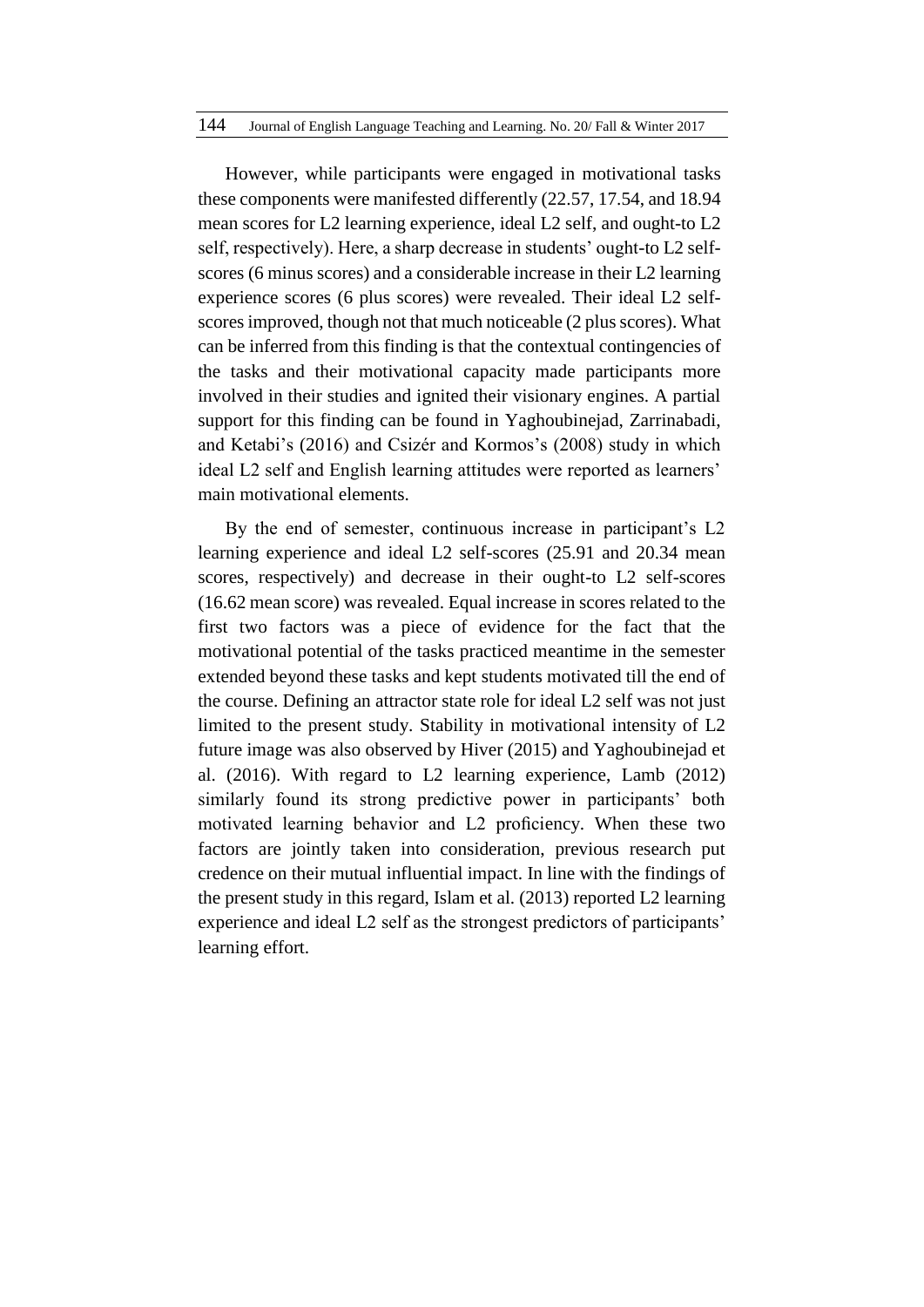However, while participants were engaged in motivational tasks these components were manifested differently (22.57, 17.54, and 18.94 mean scores for L2 learning experience, ideal L2 self, and ought-to L2 self, respectively). Here, a sharp decrease in students' ought-to L2 self-scores (6 minus scores) and a considerable increase in their L2 learning experience scores (6 plus scores) were revealed. Their ideal L2 self-scores improved, though not that much noticeable (2 plus scores). What can be inferred from this finding is that the contextual contingencies of the tasks and their motivational capacity made participants more involved in their studies and ignited their visionary engines. A partial support for this finding can be found in Yaghoubinejad, Zarrinabadi, and Ketabi's (2016) and Csizér and Kormos's (2008) study in which ideal L2 self and English learning attitudes were reported as learners' main motivational elements.

By the end of semester, continuous increase in participant's L2 learning experience and ideal L2 self-scores (25.91 and 20.34 mean scores, respectively) and decrease in their ought-to L2 self-scores (16.62 mean score) was revealed. Equal increase in scores related to the first two factors was a piece of evidence for the fact that the motivational potential of the tasks practiced meantime in the semester extended beyond these tasks and kept students motivated till the end of the course. Defining an attractor state role for ideal L2 self was not just limited to the present study. Stability in motivational intensity of L2 future image was also observed by Hiver (2015) and Yaghoubinejad et al. (2016). With regard to L2 learning experience, Lamb (2012) similarly found its strong predictive power in participants' both motivated learning behavior and L2 proficiency. When these two factors are jointly taken into consideration, previous research put credence on their mutual influential impact. In line with the findings of the present study in this regard, Islam et al. (2013) reported L2 learning experience and ideal L2 self as the strongest predictors of participants' learning effort.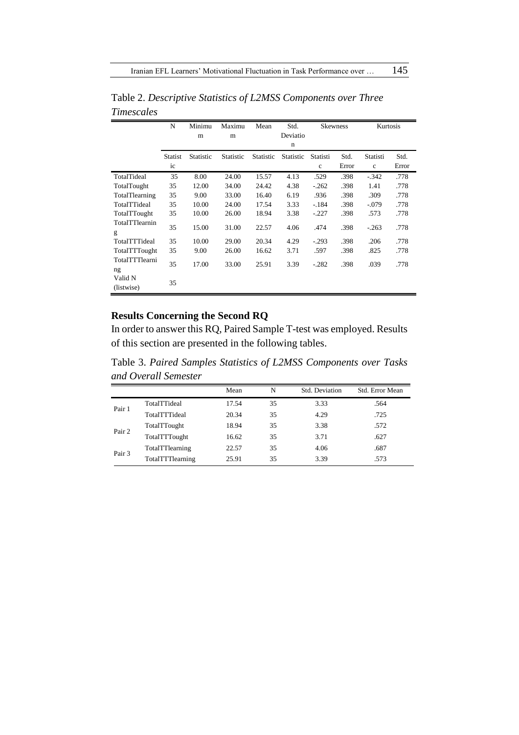Table 2. *Descriptive Statistics of L2MSS Components over Three Timescales*

| | N | Minimum | Maximum | Mean | Std. Deviation | Skewness | | Kurtosis | |
|---|---|---|---|---|---|---|---|---|---|
| | Statistic | Statistic | Statistic | Statistic | Statistic | Statistic | Std. Error | Statistic | Std. Error |
| TotalTideal | 35 | 8.00 | 24.00 | 15.57 | 4.13 | .529 | .398 | -.342 | .778 |
| TotalTought | 35 | 12.00 | 34.00 | 24.42 | 4.38 | -.262 | .398 | 1.41 | .778 |
| TotalTlearning | 35 | 9.00 | 33.00 | 16.40 | 6.19 | .936 | .398 | .309 | .778 |
| TotalTTideal | 35 | 10.00 | 24.00 | 17.54 | 3.33 | -.184 | .398 | -.079 | .778 |
| TotalTTought | 35 | 10.00 | 26.00 | 18.94 | 3.38 | -.227 | .398 | .573 | .778 |
| TotalTTlearning | 35 | 15.00 | 31.00 | 22.57 | 4.06 | .474 | .398 | -.263 | .778 |
| TotalTTTideal | 35 | 10.00 | 29.00 | 20.34 | 4.29 | -.293 | .398 | .206 | .778 |
| TotalTTTought | 35 | 9.00 | 26.00 | 16.62 | 3.71 | .597 | .398 | .825 | .778 |
| TotalTTTlearning | 35 | 17.00 | 33.00 | 25.91 | 3.39 | -.282 | .398 | .039 | .778 |
| Valid N (listwise) | 35 | | | | | | | | |

## Results Concerning the Second RQ

In order to answer this RQ, Paired Sample T-test was employed. Results of this section are presented in the following tables.

Table 3. *Paired Samples Statistics of L2MSS Components over Tasks and Overall Semester*

| | | Mean | N | Std. Deviation | Std. Error Mean |
|---|---|---|---|---|---|
| Pair 1 | TotalTTideal | 17.54 | 35 | 3.33 | .564 |
| | TotalTTTideal | 20.34 | 35 | 4.29 | .725 |
| Pair 2 | TotalTTought | 18.94 | 35 | 3.38 | .572 |
| | TotalTTTought | 16.62 | 35 | 3.71 | .627 |
| Pair 3 | TotalTTlearning | 22.57 | 35 | 4.06 | .687 |
| | TotalTTTlearning | 25.91 | 35 | 3.39 | .573 |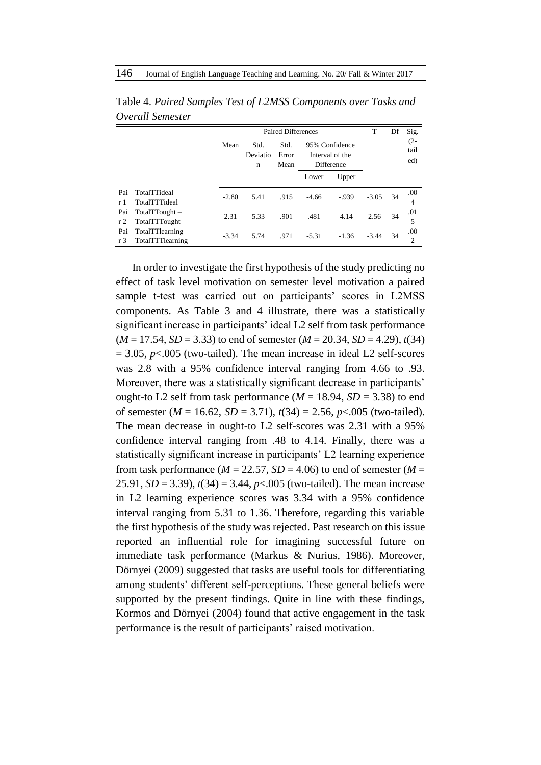Table 4. *Paired Samples Test of L2MSS Components over Tasks and Overall Semester*

| | | Paired Differences | | | | | T | Df | Sig. (2-tailed) |
|---|---|---|---|---|---|---|---|---|---|
| | | Mean | Std. Deviation | Std. Error Mean | 95% Confidence Interval of the Difference | | | | |
| | | | | | Lower | Upper | | | |
| Pair 1 | TotalTTideal – TotalTTTideal | -2.80 | 5.41 | .915 | -4.66 | -.939 | -3.05 | 34 | .004 |
| Pair 2 | TotalTTought – TotalTTTought | 2.31 | 5.33 | .901 | .481 | 4.14 | 2.56 | 34 | .015 |
| Pair 3 | TotalTTlearning – TotalTTTlearning | -3.34 | 5.74 | .971 | -5.31 | -1.36 | -3.44 | 34 | .002 |

In order to investigate the first hypothesis of the study predicting no effect of task level motivation on semester level motivation a paired sample t-test was carried out on participants' scores in L2MSS components. As Table 3 and 4 illustrate, there was a statistically significant increase in participants' ideal L2 self from task performance ($M$ = 17.54, $SD$ = 3.33) to end of semester ($M$ = 20.34, $SD$ = 4.29), $t(34) = 3.05$, $p<.005$ (two-tailed). The mean increase in ideal L2 self-scores was 2.8 with a 95% confidence interval ranging from 4.66 to .93. Moreover, there was a statistically significant decrease in participants' ought-to L2 self from task performance ($M$ = 18.94, $SD$ = 3.38) to end of semester ($M$ = 16.62, $SD$ = 3.71), $t(34) = 2.56$, $p<.005$ (two-tailed). The mean decrease in ought-to L2 self-scores was 2.31 with a 95% confidence interval ranging from .48 to 4.14. Finally, there was a statistically significant increase in participants' L2 learning experience from task performance ($M$ = 22.57, $SD$ = 4.06) to end of semester ($M$ = 25.91, $SD$ = 3.39), $t(34) = 3.44$, $p<.005$ (two-tailed). The mean increase in L2 learning experience scores was 3.34 with a 95% confidence interval ranging from 5.31 to 1.36. Therefore, regarding this variable the first hypothesis of the study was rejected. Past research on this issue reported an influential role for imagining successful future on immediate task performance (Markus & Nurius, 1986). Moreover, Dörnyei (2009) suggested that tasks are useful tools for differentiating among students' different self-perceptions. These general beliefs were supported by the present findings. Quite in line with these findings, Kormos and Dörnyei (2004) found that active engagement in the task performance is the result of participants' raised motivation.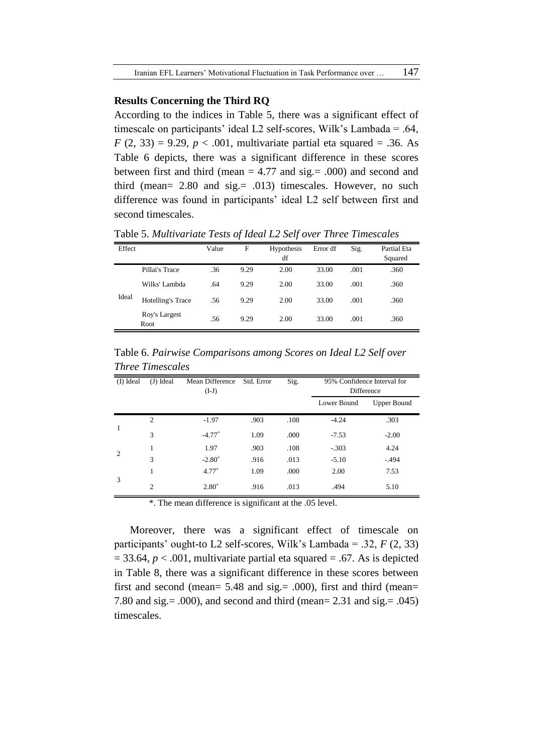**Results Concerning the Third RQ**

According to the indices in Table 5, there was a significant effect of timescale on participants' ideal L2 self-scores, Wilk's Lambada = .64, $F$ (2, 33) = 9.29, $p$ < .001, multivariate partial eta squared = .36. As Table 6 depicts, there was a significant difference in these scores between first and third (mean = 4.77 and sig.= .000) and second and third (mean= 2.80 and sig.= .013) timescales. However, no such difference was found in participants' ideal L2 self between first and second timescales.

Table 5. *Multivariate Tests of Ideal L2 Self over Three Timescales*

| Effect | | Value | F | Hypothesis df | Error df | Sig. | Partial Eta Squared |
|---|---|---|---|---|---|---|---|
| Ideal | Pillai's Trace | .36 | 9.29 | 2.00 | 33.00 | .001 | .360 |
| | Wilks' Lambda | .64 | 9.29 | 2.00 | 33.00 | .001 | .360 |
| | Hotelling's Trace | .56 | 9.29 | 2.00 | 33.00 | .001 | .360 |
| | Roy's Largest Root | .56 | 9.29 | 2.00 | 33.00 | .001 | .360 |

Table 6. *Pairwise Comparisons among Scores on Ideal L2 Self over Three Timescales*

| (I) Ideal | (J) Ideal | Mean Difference (I-J) | Std. Error | Sig. | 95% Confidence Interval for Difference | |
|---|---|---|---|---|---|---|
| | | | | | Lower Bound | Upper Bound |
| 1 | 2 | -1.97 | .903 | .108 | -4.24 | .303 |
| | 3 | -4.77* | 1.09 | .000 | -7.53 | -2.00 |
| 2 | 1 | 1.97 | .903 | .108 | -.303 | 4.24 |
| | 3 | -2.80* | .916 | .013 | -5.10 | -.494 |
| 3 | 1 | 4.77* | 1.09 | .000 | 2.00 | 7.53 |
| | 2 | 2.80* | .916 | .013 | .494 | 5.10 |

*. The mean difference is significant at the .05 level.

Moreover, there was a significant effect of timescale on participants' ought-to L2 self-scores, Wilk's Lambada = .32, $F$ (2, 33) = 33.64, $p$ < .001, multivariate partial eta squared = .67. As is depicted in Table 8, there was a significant difference in these scores between first and second (mean= 5.48 and sig.= .000), first and third (mean= 7.80 and sig.= .000), and second and third (mean= 2.31 and sig.= .045) timescales.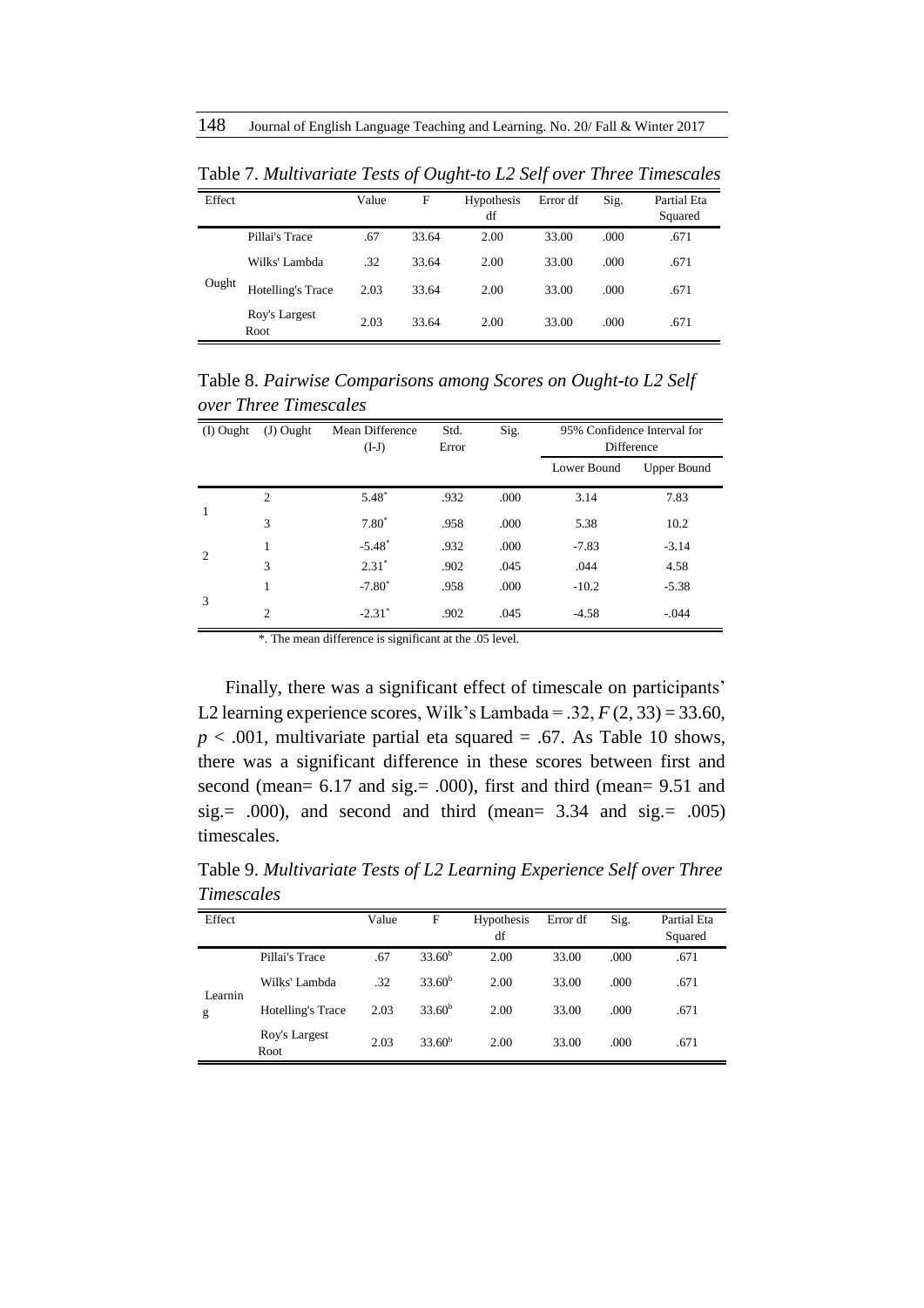Table 7. *Multivariate Tests of Ought-to L2 Self over Three Timescales*

| Effect | | Value | F | Hypothesis df | Error df | Sig. | Partial Eta Squared |
|---|---|---|---|---|---|---|---|
| Ought | Pillai's Trace | .67 | 33.64 | 2.00 | 33.00 | .000 | .671 |
| | Wilks' Lambda | .32 | 33.64 | 2.00 | 33.00 | .000 | .671 |
| | Hotelling's Trace | 2.03 | 33.64 | 2.00 | 33.00 | .000 | .671 |
| | Roy's Largest Root | 2.03 | 33.64 | 2.00 | 33.00 | .000 | .671 |

Table 8. *Pairwise Comparisons among Scores on Ought-to L2 Self over Three Timescales*

| (I) Ought | (J) Ought | Mean Difference (I-J) | Std. Error | Sig. | 95% Confidence Interval for Difference | |
|---|---|---|---|---|---|---|
| | | | | | Lower Bound | Upper Bound |
| 1 | 2 | 5.48* | .932 | .000 | 3.14 | 7.83 |
| | 3 | 7.80* | .958 | .000 | 5.38 | 10.2 |
| 2 | 1 | -5.48* | .932 | .000 | -7.83 | -3.14 |
| | 3 | 2.31* | .902 | .045 | .044 | 4.58 |
| 3 | 1 | -7.80* | .958 | .000 | -10.2 | -5.38 |
| | 2 | -2.31* | .902 | .045 | -4.58 | -.044 |

*. The mean difference is significant at the .05 level.

Finally, there was a significant effect of timescale on participants' L2 learning experience scores, Wilk's Lambada = .32, $F(2, 33) = 33.60$, $p < .001$, multivariate partial eta squared = .67. As Table 10 shows, there was a significant difference in these scores between first and second (mean= 6.17 and sig.= .000), first and third (mean= 9.51 and sig.= .000), and second and third (mean= 3.34 and sig.= .005) timescales.

Table 9. *Multivariate Tests of L2 Learning Experience Self over Three Timescales*

| Effect | | Value | F | Hypothesis df | Error df | Sig. | Partial Eta Squared |
|---|---|---|---|---|---|---|---|
| Learning | Pillai's Trace | .67 | 33.60[b] | 2.00 | 33.00 | .000 | .671 |
| | Wilks' Lambda | .32 | 33.60[b] | 2.00 | 33.00 | .000 | .671 |
| | Hotelling's Trace | 2.03 | 33.60[b] | 2.00 | 33.00 | .000 | .671 |
| | Roy's Largest Root | 2.03 | 33.60[b] | 2.00 | 33.00 | .000 | .671 |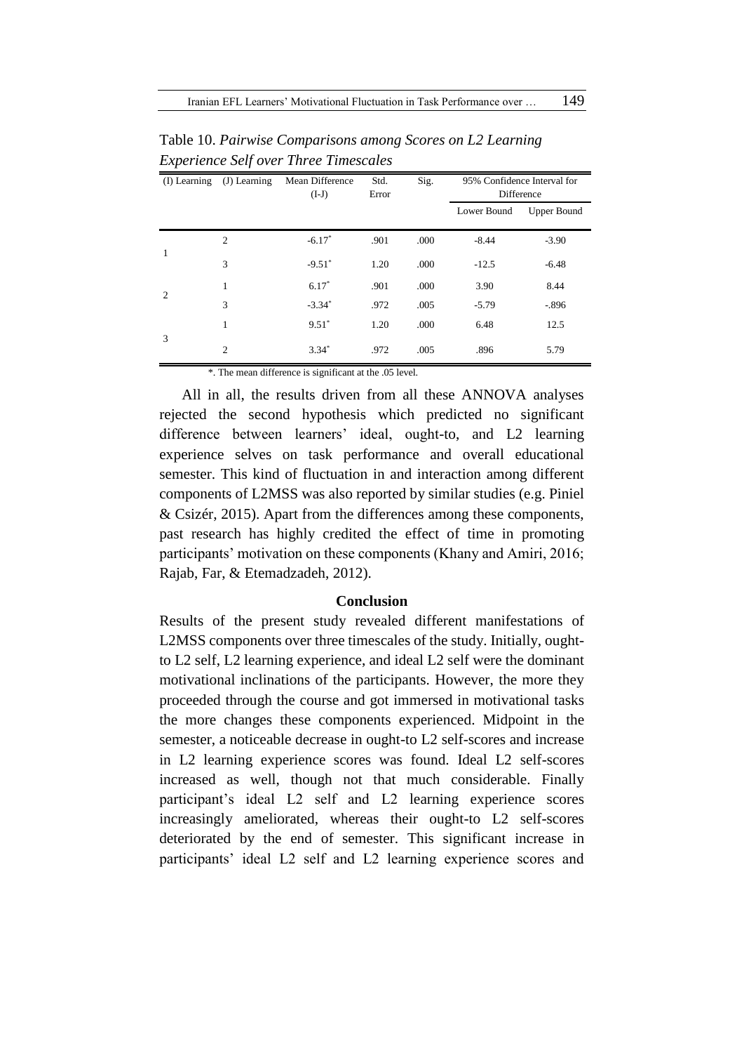Table 10. *Pairwise Comparisons among Scores on L2 Learning Experience Self over Three Timescales*

| (I) Learning | (J) Learning | Mean Difference (I-J) | Std. Error | Sig. | 95% Confidence Interval for Difference | |
|---|---|---|---|---|---|---|
| | | | | | Lower Bound | Upper Bound |
| 1 | 2 | -6.17* | .901 | .000 | -8.44 | -3.90 |
| | 3 | -9.51* | 1.20 | .000 | -12.5 | -6.48 |
| 2 | 1 | 6.17* | .901 | .000 | 3.90 | 8.44 |
| | 3 | -3.34* | .972 | .005 | -5.79 | -.896 |
| 3 | 1 | 9.51* | 1.20 | .000 | 6.48 | 12.5 |
| | 2 | 3.34* | .972 | .005 | .896 | 5.79 |

*. The mean difference is significant at the .05 level.

All in all, the results driven from all these ANNOVA analyses rejected the second hypothesis which predicted no significant difference between learners' ideal, ought-to, and L2 learning experience selves on task performance and overall educational semester. This kind of fluctuation in and interaction among different components of L2MSS was also reported by similar studies (e.g. Piniel & Csizér, 2015). Apart from the differences among these components, past research has highly credited the effect of time in promoting participants' motivation on these components (Khany and Amiri, 2016; Rajab, Far, & Etemadzadeh, 2012).

## Conclusion

Results of the present study revealed different manifestations of L2MSS components over three timescales of the study. Initially, ought-to L2 self, L2 learning experience, and ideal L2 self were the dominant motivational inclinations of the participants. However, the more they proceeded through the course and got immersed in motivational tasks the more changes these components experienced. Midpoint in the semester, a noticeable decrease in ought-to L2 self-scores and increase in L2 learning experience scores was found. Ideal L2 self-scores increased as well, though not that much considerable. Finally participant's ideal L2 self and L2 learning experience scores increasingly ameliorated, whereas their ought-to L2 self-scores deteriorated by the end of semester. This significant increase in participants' ideal L2 self and L2 learning experience scores and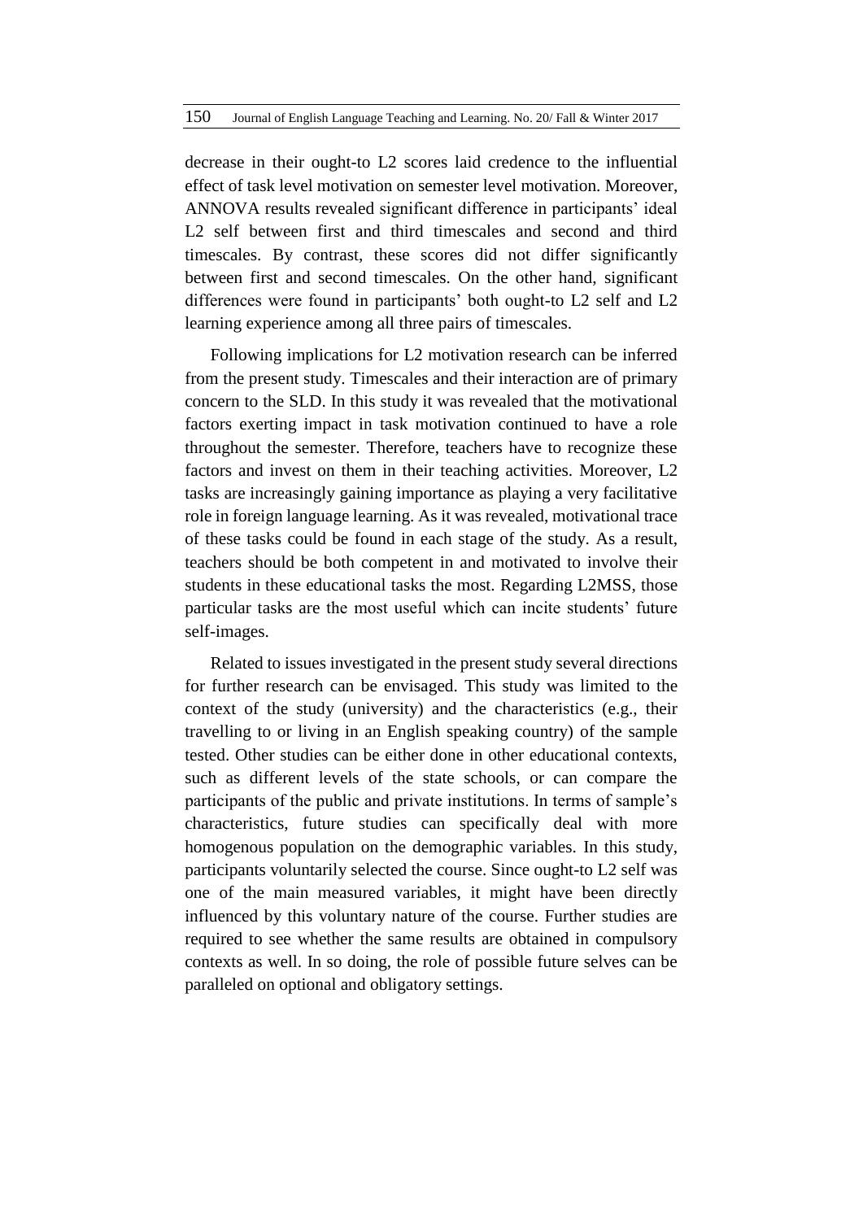decrease in their ought-to L2 scores laid credence to the influential effect of task level motivation on semester level motivation. Moreover, ANNOVA results revealed significant difference in participants' ideal L2 self between first and third timescales and second and third timescales. By contrast, these scores did not differ significantly between first and second timescales. On the other hand, significant differences were found in participants' both ought-to L2 self and L2 learning experience among all three pairs of timescales.

Following implications for L2 motivation research can be inferred from the present study. Timescales and their interaction are of primary concern to the SLD. In this study it was revealed that the motivational factors exerting impact in task motivation continued to have a role throughout the semester. Therefore, teachers have to recognize these factors and invest on them in their teaching activities. Moreover, L2 tasks are increasingly gaining importance as playing a very facilitative role in foreign language learning. As it was revealed, motivational trace of these tasks could be found in each stage of the study. As a result, teachers should be both competent in and motivated to involve their students in these educational tasks the most. Regarding L2MSS, those particular tasks are the most useful which can incite students' future self-images.

Related to issues investigated in the present study several directions for further research can be envisaged. This study was limited to the context of the study (university) and the characteristics (e.g., their travelling to or living in an English speaking country) of the sample tested. Other studies can be either done in other educational contexts, such as different levels of the state schools, or can compare the participants of the public and private institutions. In terms of sample's characteristics, future studies can specifically deal with more homogenous population on the demographic variables. In this study, participants voluntarily selected the course. Since ought-to L2 self was one of the main measured variables, it might have been directly influenced by this voluntary nature of the course. Further studies are required to see whether the same results are obtained in compulsory contexts as well. In so doing, the role of possible future selves can be paralleled on optional and obligatory settings.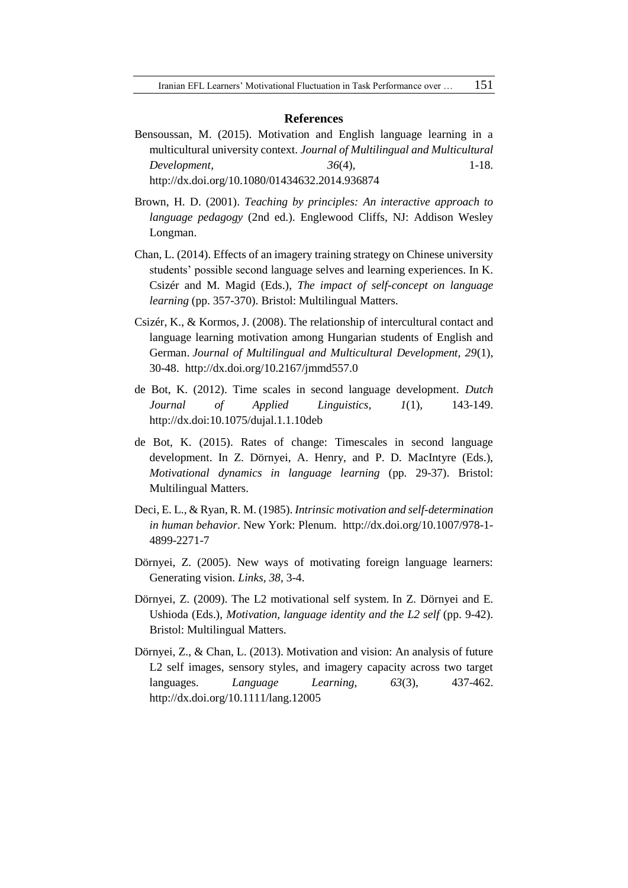## References

Bensoussan, M. (2015). Motivation and English language learning in a multicultural university context. *Journal of Multilingual and Multicultural Development, 36*(4), 1-18. http://dx.doi.org/10.1080/01434632.2014.936874

Brown, H. D. (2001). *Teaching by principles: An interactive approach to language pedagogy* (2nd ed.). Englewood Cliffs, NJ: Addison Wesley Longman.

Chan, L. (2014). Effects of an imagery training strategy on Chinese university students' possible second language selves and learning experiences. In K. Csizér and M. Magid (Eds.), *The impact of self-concept on language learning* (pp. 357-370). Bristol: Multilingual Matters.

Csizér, K., & Kormos, J. (2008). The relationship of intercultural contact and language learning motivation among Hungarian students of English and German. *Journal of Multilingual and Multicultural Development, 29*(1), 30-48. http://dx.doi.org/10.2167/jmmd557.0

de Bot, K. (2012). Time scales in second language development. *Dutch Journal of Applied Linguistics, 1*(1), 143-149. http://dx.doi:10.1075/dujal.1.1.10deb

de Bot, K. (2015). Rates of change: Timescales in second language development. In Z. Dörnyei, A. Henry, and P. D. MacIntyre (Eds.), *Motivational dynamics in language learning* (pp. 29-37). Bristol: Multilingual Matters.

Deci, E. L., & Ryan, R. M. (1985). *Intrinsic motivation and self-determination in human behavior*. New York: Plenum. http://dx.doi.org/10.1007/978-1-4899-2271-7

Dörnyei, Z. (2005). New ways of motivating foreign language learners: Generating vision. *Links, 38*, 3-4.

Dörnyei, Z. (2009). The L2 motivational self system. In Z. Dörnyei and E. Ushioda (Eds.), *Motivation, language identity and the L2 self* (pp. 9-42). Bristol: Multilingual Matters.

Dörnyei, Z., & Chan, L. (2013). Motivation and vision: An analysis of future L2 self images, sensory styles, and imagery capacity across two target languages. *Language Learning, 63*(3), 437-462. http://dx.doi.org/10.1111/lang.12005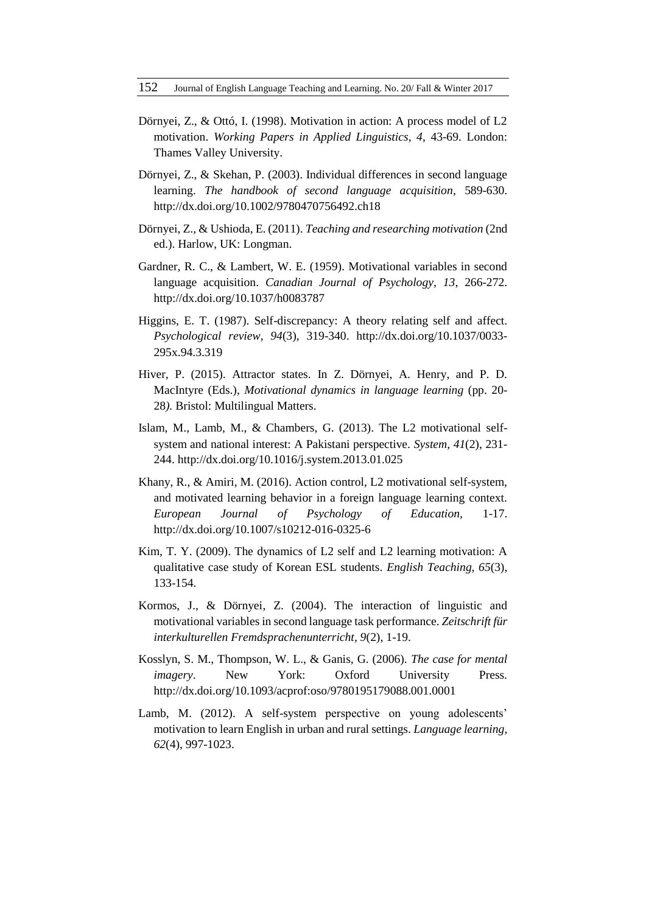Dörnyei, Z., & Ottó, I. (1998). Motivation in action: A process model of L2 motivation. *Working Papers in Applied Linguistics, 4*, 43-69. London: Thames Valley University.

Dörnyei, Z., & Skehan, P. (2003). Individual differences in second language learning. *The handbook of second language acquisition*, 589-630. http://dx.doi.org/10.1002/9780470756492.ch18

Dörnyei, Z., & Ushioda, E. (2011). *Teaching and researching motivation* (2nd ed.). Harlow, UK: Longman.

Gardner, R. C., & Lambert, W. E. (1959). Motivational variables in second language acquisition. *Canadian Journal of Psychology, 13*, 266-272. http://dx.doi.org/10.1037/h0083787

Higgins, E. T. (1987). Self-discrepancy: A theory relating self and affect. *Psychological review, 94*(3), 319-340. http://dx.doi.org/10.1037/0033-295x.94.3.319

Hiver, P. (2015). Attractor states. In Z. Dörnyei, A. Henry, and P. D. MacIntyre (Eds.), *Motivational dynamics in language learning* (pp. 20-28*).* Bristol: Multilingual Matters.

Islam, M., Lamb, M., & Chambers, G. (2013). The L2 motivational self-system and national interest: A Pakistani perspective. *System, 41*(2), 231-244. http://dx.doi.org/10.1016/j.system.2013.01.025

Khany, R., & Amiri, M. (2016). Action control, L2 motivational self-system, and motivated learning behavior in a foreign language learning context. *European Journal of Psychology of Education*, 1-17. http://dx.doi.org/10.1007/s10212-016-0325-6

Kim, T. Y. (2009). The dynamics of L2 self and L2 learning motivation: A qualitative case study of Korean ESL students. *English Teaching, 65*(3), 133-154.

Kormos, J., & Dörnyei, Z. (2004). The interaction of linguistic and motivational variables in second language task performance. *Zeitschrift für interkulturellen Fremdsprachenunterricht*, *9*(2), 1-19.

Kosslyn, S. M., Thompson, W. L., & Ganis, G. (2006). *The case for mental imagery*. New York: Oxford University Press. http://dx.doi.org/10.1093/acprof:oso/9780195179088.001.0001

Lamb, M. (2012). A self-system perspective on young adolescents' motivation to learn English in urban and rural settings. *Language learning, 62*(4), 997-1023.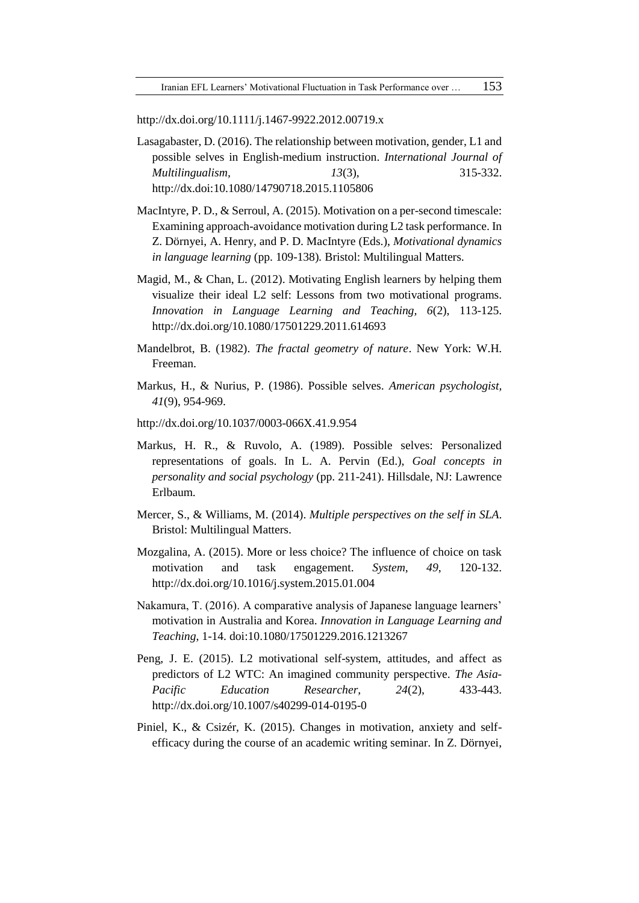http://dx.doi.org/10.1111/j.1467-9922.2012.00719.x

Lasagabaster, D. (2016). The relationship between motivation, gender, L1 and possible selves in English-medium instruction. *International Journal of Multilingualism*, *13*(3), 315-332. http://dx.doi:10.1080/14790718.2015.1105806

MacIntyre, P. D., & Serroul, A. (2015). Motivation on a per-second timescale: Examining approach-avoidance motivation during L2 task performance. In Z. Dörnyei, A. Henry, and P. D. MacIntyre (Eds.), *Motivational dynamics in language learning* (pp. 109-138). Bristol: Multilingual Matters.

Magid, M., & Chan, L. (2012). Motivating English learners by helping them visualize their ideal L2 self: Lessons from two motivational programs. *Innovation in Language Learning and Teaching, 6*(2), 113-125. http://dx.doi.org/10.1080/17501229.2011.614693

Mandelbrot, B. (1982). *The fractal geometry of nature*. New York: W.H. Freeman.

Markus, H., & Nurius, P. (1986). Possible selves. *American psychologist, 41*(9), 954-969.

http://dx.doi.org/10.1037/0003-066X.41.9.954

Markus, H. R., & Ruvolo, A. (1989). Possible selves: Personalized representations of goals. In L. A. Pervin (Ed.), *Goal concepts in personality and social psychology* (pp. 211-241). Hillsdale, NJ: Lawrence Erlbaum.

Mercer, S., & Williams, M. (2014). *Multiple perspectives on the self in SLA*. Bristol: Multilingual Matters.

Mozgalina, A. (2015). More or less choice? The influence of choice on task motivation and task engagement. *System, 49*, 120-132. http://dx.doi.org/10.1016/j.system.2015.01.004

Nakamura, T. (2016). A comparative analysis of Japanese language learners' motivation in Australia and Korea. *Innovation in Language Learning and Teaching*, 1-14. doi:10.1080/17501229.2016.1213267

Peng, J. E. (2015). L2 motivational self-system, attitudes, and affect as predictors of L2 WTC: An imagined community perspective. *The Asia-Pacific Education Researcher, 24*(2), 433-443. http://dx.doi.org/10.1007/s40299-014-0195-0

Piniel, K., & Csizér, K. (2015). Changes in motivation, anxiety and self-efficacy during the course of an academic writing seminar. In Z. Dörnyei,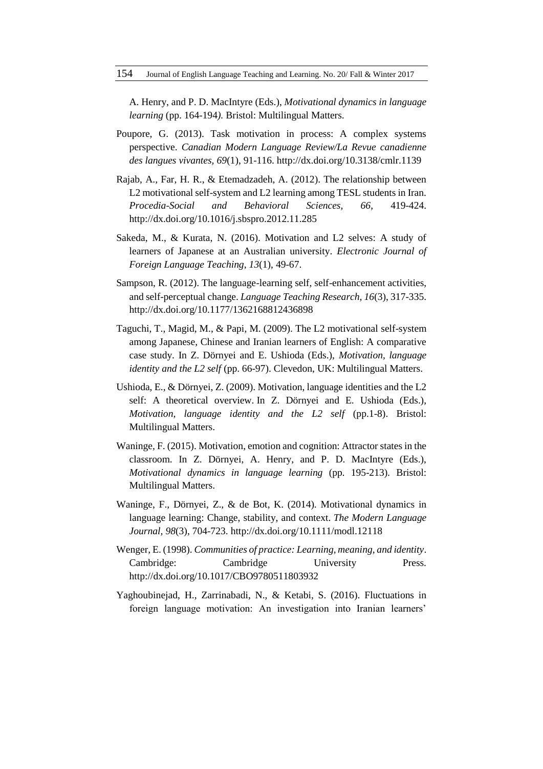A. Henry, and P. D. MacIntyre (Eds.), *Motivational dynamics in language learning* (pp. 164-194*).* Bristol: Multilingual Matters.

Poupore, G. (2013). Task motivation in process: A complex systems perspective. *Canadian Modern Language Review/La Revue canadienne des langues vivantes, 69*(1), 91-116. http://dx.doi.org/10.3138/cmlr.1139

Rajab, A., Far, H. R., & Etemadzadeh, A. (2012). The relationship between L2 motivational self-system and L2 learning among TESL students in Iran. *Procedia-Social and Behavioral Sciences, 66*, 419-424. http://dx.doi.org/10.1016/j.sbspro.2012.11.285

Sakeda, M., & Kurata, N. (2016). Motivation and L2 selves: A study of learners of Japanese at an Australian university. *Electronic Journal of Foreign Language Teaching*, *13*(1), 49-67.

Sampson, R. (2012). The language-learning self, self-enhancement activities, and self-perceptual change. *Language Teaching Research, 16*(3), 317-335. http://dx.doi.org/10.1177/1362168812436898

Taguchi, T., Magid, M., & Papi, M. (2009). The L2 motivational self-system among Japanese, Chinese and Iranian learners of English: A comparative case study. In Z. Dörnyei and E. Ushioda (Eds.), *Motivation, language identity and the L2 self* (pp. 66-97). Clevedon, UK: Multilingual Matters.

Ushioda, E., & Dörnyei, Z. (2009). Motivation, language identities and the L2 self: A theoretical overview. In Z. Dörnyei and E. Ushioda (Eds.), *Motivation, language identity and the L2 self* (pp.1-8). Bristol: Multilingual Matters.

Waninge, F. (2015). Motivation, emotion and cognition: Attractor states in the classroom. In Z. Dörnyei, A. Henry, and P. D. MacIntyre (Eds.), *Motivational dynamics in language learning* (pp. 195-213). Bristol: Multilingual Matters.

Waninge, F., Dörnyei, Z., & de Bot, K. (2014). Motivational dynamics in language learning: Change, stability, and context. *The Modern Language Journal, 98*(3), 704-723. http://dx.doi.org/10.1111/modl.12118

Wenger, E. (1998). *Communities of practice: Learning, meaning, and identity*. Cambridge: Cambridge University Press. http://dx.doi.org/10.1017/CBO9780511803932

Yaghoubinejad, H., Zarrinabadi, N., & Ketabi, S. (2016). Fluctuations in foreign language motivation: An investigation into Iranian learners'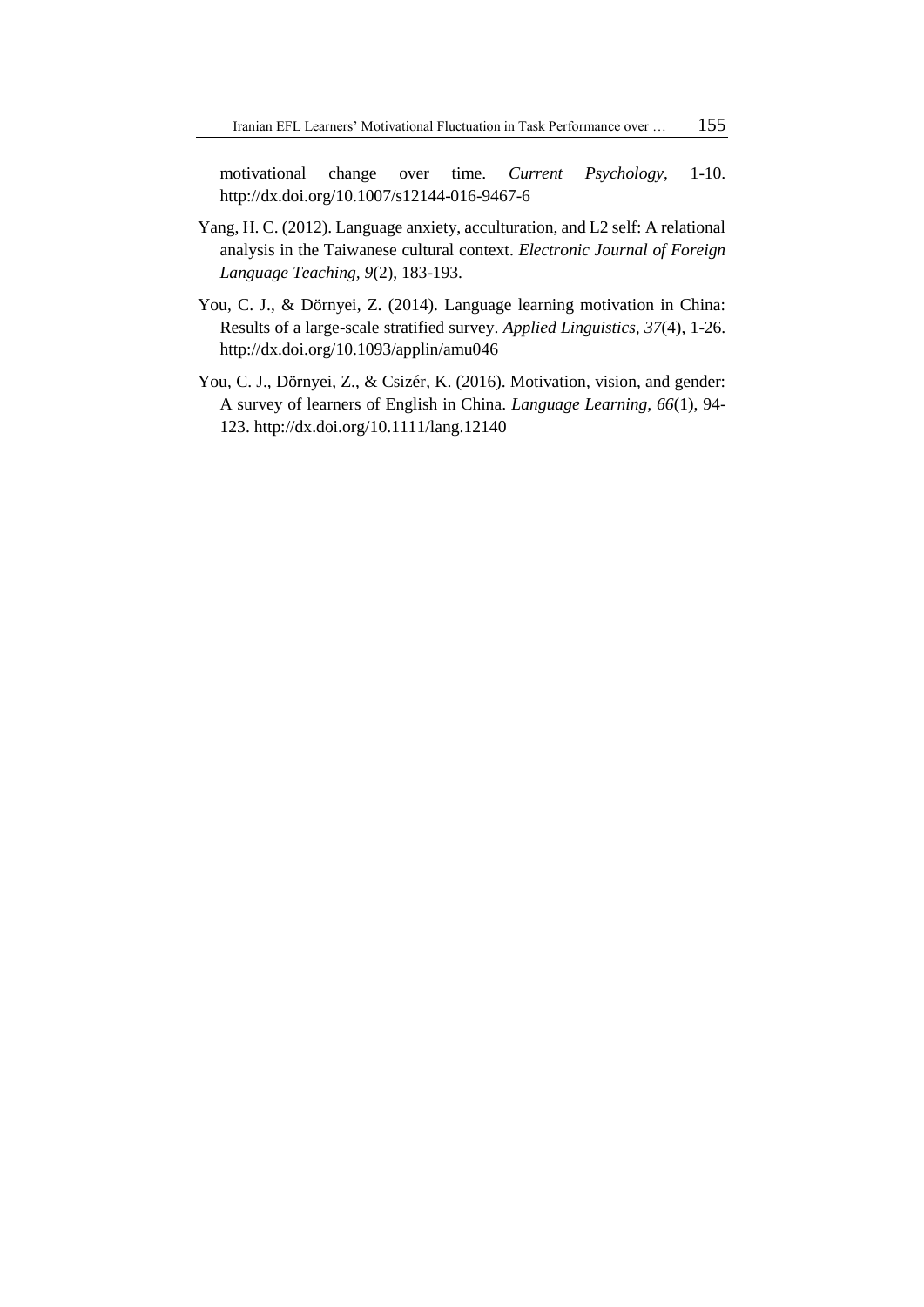motivational change over time. *Current Psychology*, 1-10. http://dx.doi.org/10.1007/s12144-016-9467-6

Yang, H. C. (2012). Language anxiety, acculturation, and L2 self: A relational analysis in the Taiwanese cultural context. *Electronic Journal of Foreign Language Teaching*, *9*(2), 183-193.

You, C. J., & Dörnyei, Z. (2014). Language learning motivation in China: Results of a large-scale stratified survey. *Applied Linguistics, 37*(4), 1-26. http://dx.doi.org/10.1093/applin/amu046

You, C. J., Dörnyei, Z., & Csizér, K. (2016). Motivation, vision, and gender: A survey of learners of English in China. *Language Learning, 66*(1), 94-123. http://dx.doi.org/10.1111/lang.12140